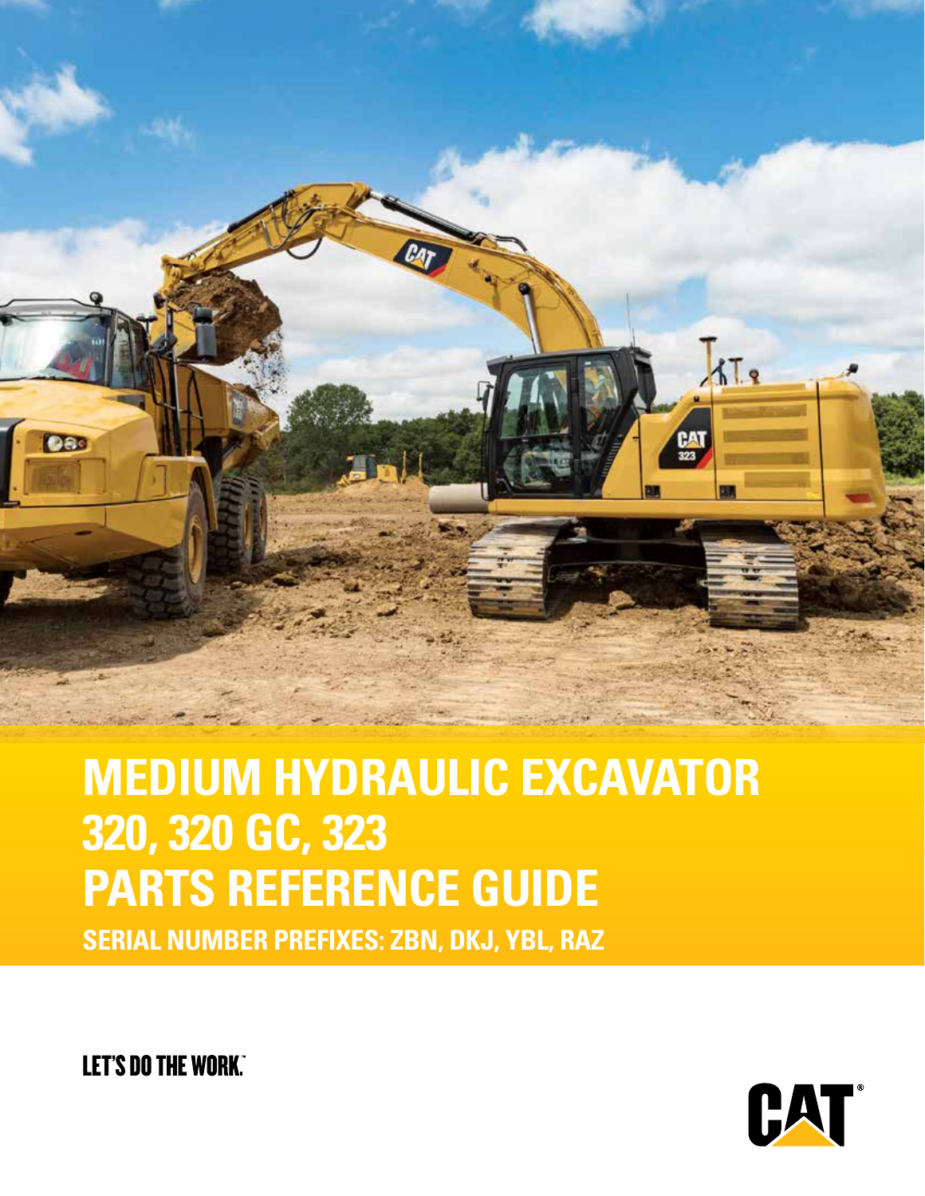# MEDIUM HYDRAULIC EXCAVATOR
# 320, 320 GC, 323
# PARTS REFERENCE GUIDE

**SERIAL NUMBER PREFIXES: ZBN, DKJ, YBL, RAZ**

LET'S DO THE WORK.™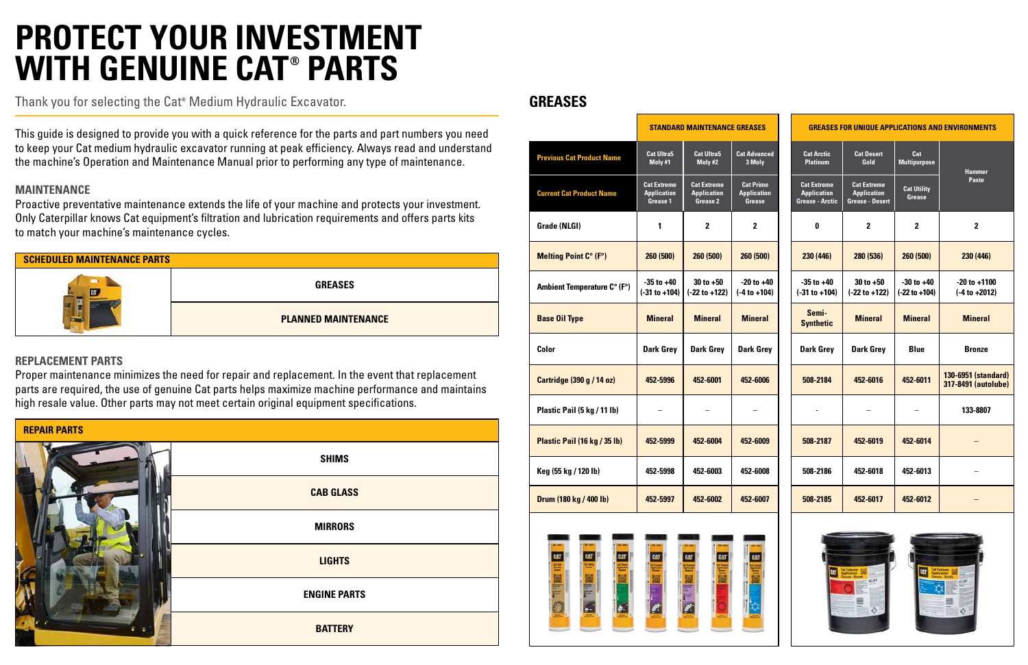# PROTECT YOUR INVESTMENT WITH GENUINE CAT® PARTS

Thank you for selecting the Cat® Medium Hydraulic Excavator.

This guide is designed to provide you with a quick reference for the parts and part numbers you need to keep your Cat medium hydraulic excavator running at peak efficiency. Always read and understand the machine's Operation and Maintenance Manual prior to performing any type of maintenance.

## MAINTENANCE

Proactive preventative maintenance extends the life of your machine and protects your investment. Only Caterpillar knows Cat equipment's filtration and lubrication requirements and offers parts kits to match your machine's maintenance cycles.

| SCHEDULED MAINTENANCE PARTS |
|---|
| GREASES |
| PLANNED MAINTENANCE |

## REPLACEMENT PARTS

Proper maintenance minimizes the need for repair and replacement. In the event that replacement parts are required, the use of genuine Cat parts helps maximize machine performance and maintains high resale value. Other parts may not meet certain original equipment specifications.

| REPAIR PARTS |
|---|
| SHIMS |
| CAB GLASS |
| MIRRORS |
| LIGHTS |
| ENGINE PARTS |
| BATTERY |

## GREASES

| | STANDARD MAINTENANCE GREASES | | | GREASES FOR UNIQUE APPLICATIONS AND ENVIRONMENTS | | | |
|---|---|---|---|---|---|---|---|
| **Previous Cat Product Name** | Cat Ultra5 Moly #1 | Cat Ultra5 Moly #2 | Cat Advanced 3 Moly | Cat Arctic Platinum | Cat Desert Gold | Cat Multipurpose | Hammer Paste |
| **Current Cat Product Name** | Cat Extreme Application Grease 1 | Cat Extreme Application Grease 2 | Cat Prime Application Grease | Cat Extreme Application Grease - Arctic | Cat Extreme Application Grease - Desert | Cat Utility Grease | |
| **Grade (NLGI)** | 1 | 2 | 2 | 0 | 2 | 2 | 2 |
| **Melting Point C° (F°)** | 260 (500) | 260 (500) | 260 (500) | 230 (446) | 280 (536) | 260 (500) | 230 (446) |
| **Ambient Temperature C° (F°)** | -35 to +40 (-31 to +104) | 30 to +50 (-22 to +122) | -20 to +40 (-4 to +104) | -35 to +40 (-31 to +104) | 30 to +50 (-22 to +122) | -30 to +40 (-22 to +104) | -20 to +1100 (-4 to +2012) |
| **Base Oil Type** | Mineral | Mineral | Mineral | Semi-Synthetic | Mineral | Mineral | Mineral |
| **Color** | Dark Grey | Dark Grey | Dark Grey | Dark Grey | Dark Grey | Blue | Bronze |
| **Cartridge (390 g / 14 oz)** | 452-5996 | 452-6001 | 452-6006 | 508-2184 | 452-6016 | 452-6011 | 130-6951 (standard) 317-8491 (autolube) |
| **Plastic Pail (5 kg / 11 lb)** | – | – | – | - | – | – | 133-8807 |
| **Plastic Pail (16 kg / 35 lb)** | 452-5999 | 452-6004 | 452-6009 | 508-2187 | 452-6019 | 452-6014 | – |
| **Keg (55 kg / 120 lb)** | 452-5998 | 452-6003 | 452-6008 | 508-2186 | 452-6018 | 452-6013 | – |
| **Drum (180 kg / 400 lb)** | 452-5997 | 452-6002 | 452-6007 | 508-2185 | 452-6017 | 452-6012 | – |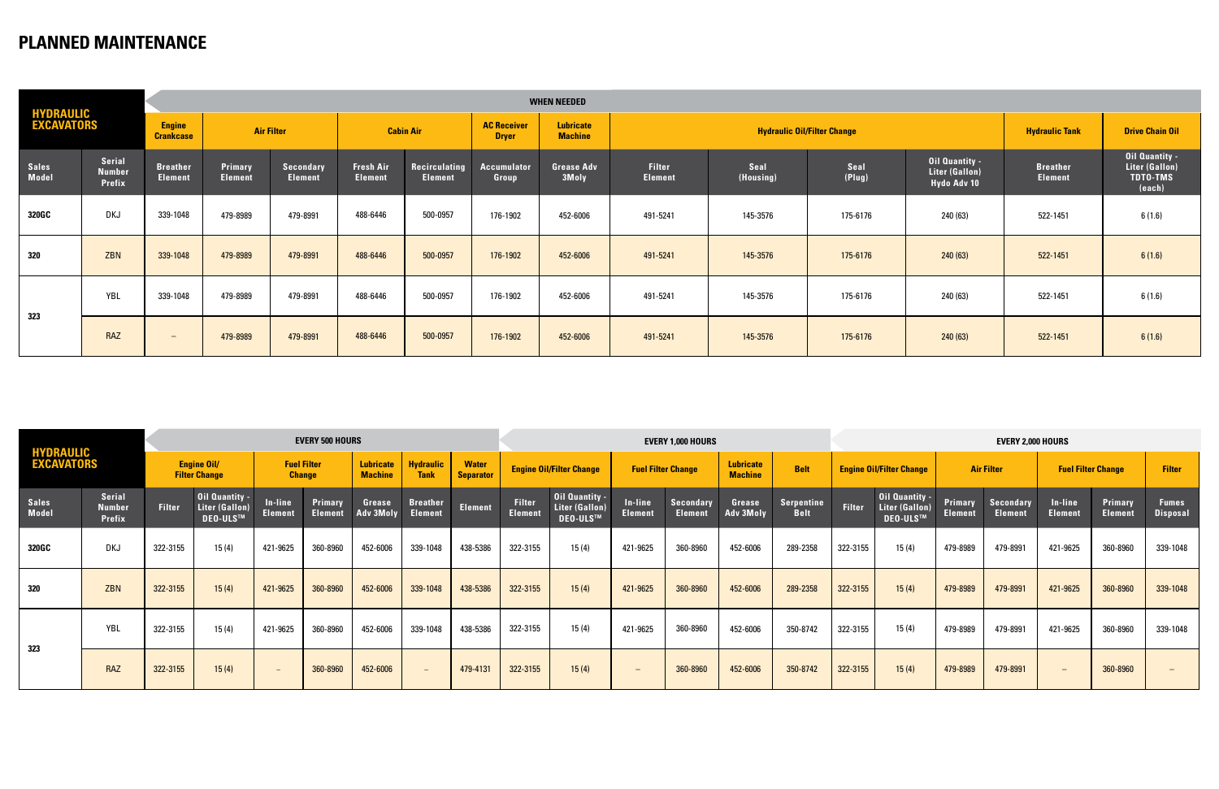# PLANNED MAINTENANCE

| HYDRAULIC EXCAVATORS | | WHEN NEEDED | | | | | | | | | | | | |
|---|---|---|---|---|---|---|---|---|---|---|---|---|---|---|
| | | Engine Crankcase | Air Filter | | Cabin Air | | AC Receiver Dryer | Lubricate Machine | Hydraulic Oil/Filter Change | | | | Hydraulic Tank | Drive Chain Oil |
| Sales Model | Serial Number Prefix | Breather Element | Primary Element | Secondary Element | Fresh Air Element | Recirculating Element | Accumulator Group | Grease Adv 3Moly | Filter Element | Seal (Housing) | Seal (Plug) | Oil Quantity - Liter (Gallon) Hydo Adv 10 | Breather Element | Oil Quantity - Liter (Gallon) TDTO-TMS (each) |
| 320GC | DKJ | 339-1048 | 479-8989 | 479-8991 | 488-6446 | 500-0957 | 176-1902 | 452-6006 | 491-5241 | 145-3576 | 175-6176 | 240 (63) | 522-1451 | 6 (1.6) |
| 320 | ZBN | 339-1048 | 479-8989 | 479-8991 | 488-6446 | 500-0957 | 176-1902 | 452-6006 | 491-5241 | 145-3576 | 175-6176 | 240 (63) | 522-1451 | 6 (1.6) |
| 323 | YBL | 339-1048 | 479-8989 | 479-8991 | 488-6446 | 500-0957 | 176-1902 | 452-6006 | 491-5241 | 145-3576 | 175-6176 | 240 (63) | 522-1451 | 6 (1.6) |
| | RAZ | – | 479-8989 | 479-8991 | 488-6446 | 500-0957 | 176-1902 | 452-6006 | 491-5241 | 145-3576 | 175-6176 | 240 (63) | 522-1451 | 6 (1.6) |

| HYDRAULIC EXCAVATORS | | EVERY 500 HOURS | | | | | | | EVERY 1,000 HOURS | | | | | | EVERY 2,000 HOURS | | | | | | |
|---|---|---|---|---|---|---|---|---|---|---|---|---|---|---|---|---|---|---|---|---|---|
| | | Engine Oil/ Filter Change | | Fuel Filter Change | | Lubricate Machine | Hydraulic Tank | Water Separator | Engine Oil/Filter Change | | Fuel Filter Change | | Lubricate Machine | Belt | Engine Oil/Filter Change | | Air Filter | | Fuel Filter Change | | Filter |
| Sales Model | Serial Number Prefix | Filter | Oil Quantity - Liter (Gallon) DEO-ULS™ | In-line Element | Primary Element | Grease Adv 3Moly | Breather Element | Element | Filter Element | Oil Quantity - Liter (Gallon) DEO-ULS™ | In-line Element | Secondary Element | Grease Adv 3Moly | Serpentine Belt | Filter | Oil Quantity - Liter (Gallon) DEO-ULS™ | Primary Element | Secondary Element | In-line Element | Primary Element | Fumes Disposal |
| 320GC | DKJ | 322-3155 | 15 (4) | 421-9625 | 360-8960 | 452-6006 | 339-1048 | 438-5386 | 322-3155 | 15 (4) | 421-9625 | 360-8960 | 452-6006 | 289-2358 | 322-3155 | 15 (4) | 479-8989 | 479-8991 | 421-9625 | 360-8960 | 339-1048 |
| 320 | ZBN | 322-3155 | 15 (4) | 421-9625 | 360-8960 | 452-6006 | 339-1048 | 438-5386 | 322-3155 | 15 (4) | 421-9625 | 360-8960 | 452-6006 | 289-2358 | 322-3155 | 15 (4) | 479-8989 | 479-8991 | 421-9625 | 360-8960 | 339-1048 |
| 323 | YBL | 322-3155 | 15 (4) | 421-9625 | 360-8960 | 452-6006 | 339-1048 | 438-5386 | 322-3155 | 15 (4) | 421-9625 | 360-8960 | 452-6006 | 350-8742 | 322-3155 | 15 (4) | 479-8989 | 479-8991 | 421-9625 | 360-8960 | 339-1048 |
| | RAZ | 322-3155 | 15 (4) | – | 360-8960 | 452-6006 | – | 479-4131 | 322-3155 | 15 (4) | – | 360-8960 | 452-6006 | 350-8742 | 322-3155 | 15 (4) | 479-8989 | 479-8991 | – | 360-8960 | – |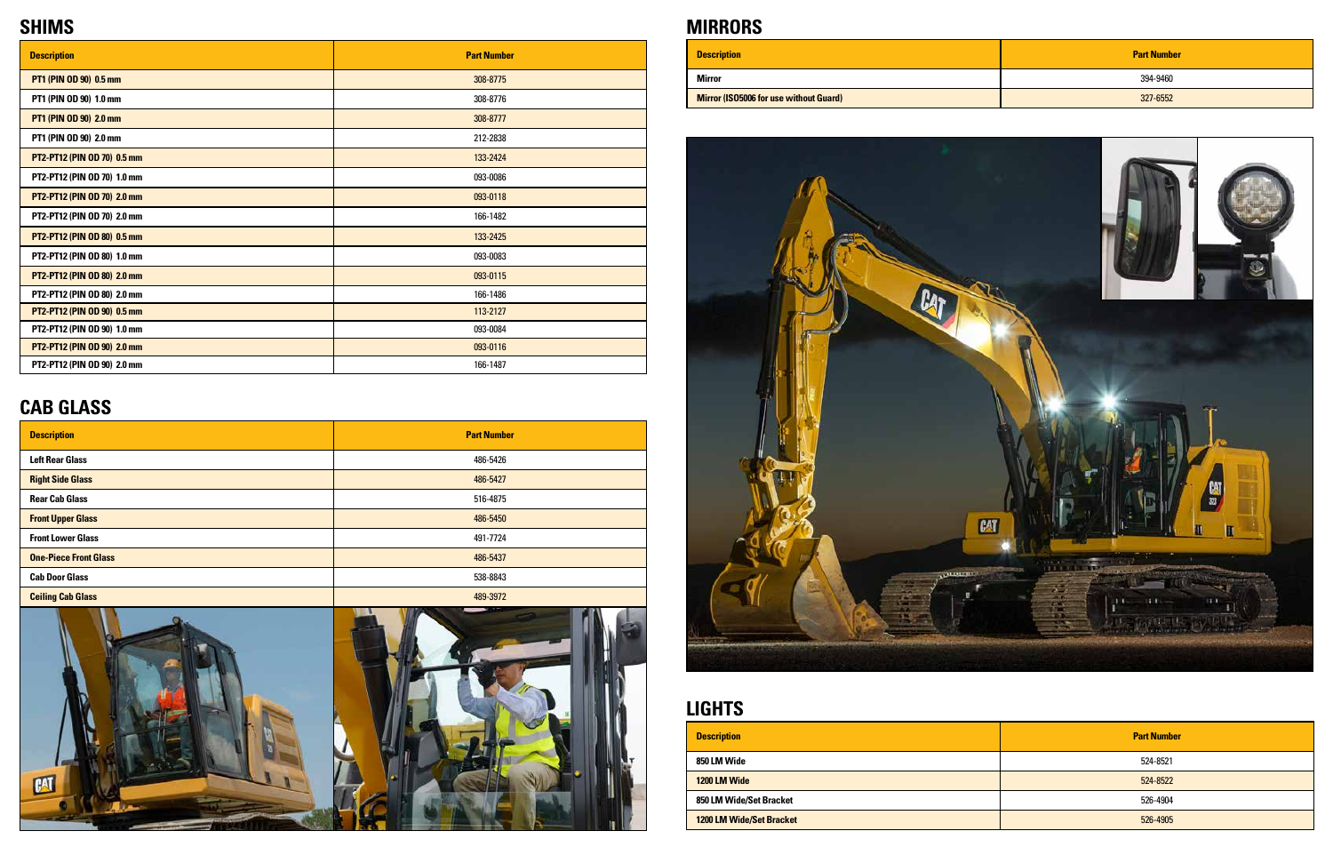## SHIMS

| Description | Part Number |
|---|---|
| PT1 (PIN OD 90) 0.5 mm | 308-8775 |
| PT1 (PIN OD 90) 1.0 mm | 308-8776 |
| PT1 (PIN OD 90) 2.0 mm | 308-8777 |
| PT1 (PIN OD 90) 2.0 mm | 212-2838 |
| PT2-PT12 (PIN OD 70) 0.5 mm | 133-2424 |
| PT2-PT12 (PIN OD 70) 1.0 mm | 093-0086 |
| PT2-PT12 (PIN OD 70) 2.0 mm | 093-0118 |
| PT2-PT12 (PIN OD 70) 2.0 mm | 166-1482 |
| PT2-PT12 (PIN OD 80) 0.5 mm | 133-2425 |
| PT2-PT12 (PIN OD 80) 1.0 mm | 093-0083 |
| PT2-PT12 (PIN OD 80) 2.0 mm | 093-0115 |
| PT2-PT12 (PIN OD 80) 2.0 mm | 166-1486 |
| PT2-PT12 (PIN OD 90) 0.5 mm | 113-2127 |
| PT2-PT12 (PIN OD 90) 1.0 mm | 093-0084 |
| PT2-PT12 (PIN OD 90) 2.0 mm | 093-0116 |
| PT2-PT12 (PIN OD 90) 2.0 mm | 166-1487 |

## CAB GLASS

| Description | Part Number |
|---|---|
| Left Rear Glass | 486-5426 |
| Right Side Glass | 486-5427 |
| Rear Cab Glass | 516-4875 |
| Front Upper Glass | 486-5450 |
| Front Lower Glass | 491-7724 |
| One-Piece Front Glass | 486-5437 |
| Cab Door Glass | 538-8843 |
| Ceiling Cab Glass | 489-3972 |

## MIRRORS

| Description | Part Number |
|---|---|
| Mirror | 394-9460 |
| Mirror (ISO5006 for use without Guard) | 327-6552 |

## LIGHTS

| Description | Part Number |
|---|---|
| 850 LM Wide | 524-8521 |
| 1200 LM Wide | 524-8522 |
| 850 LM Wide/Set Bracket | 526-4904 |
| 1200 LM Wide/Set Bracket | 526-4905 |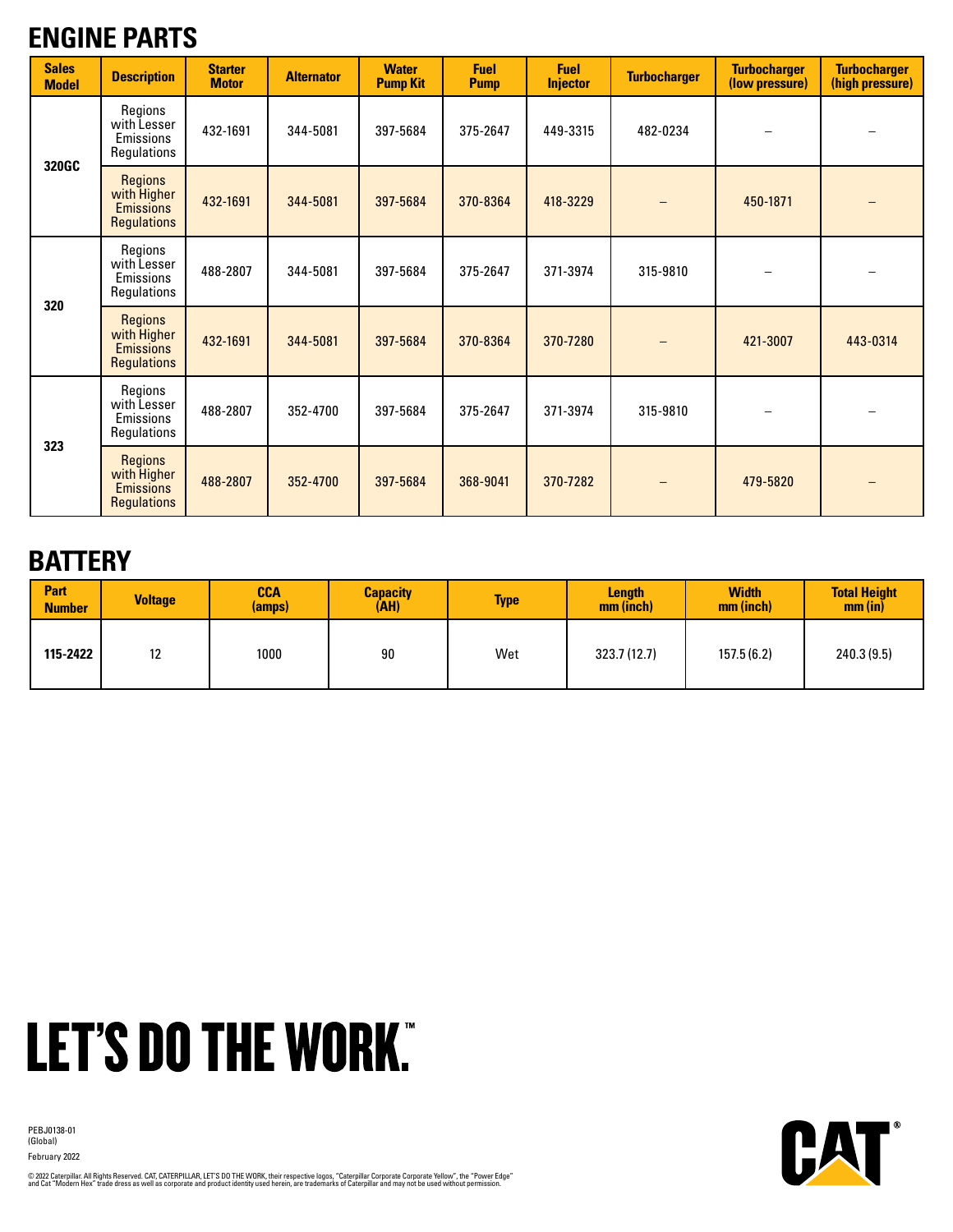## ENGINE PARTS

| Sales Model | Description | Starter Motor | Alternator | Water Pump Kit | Fuel Pump | Fuel Injector | Turbocharger | Turbocharger (low pressure) | Turbocharger (high pressure) |
|---|---|---|---|---|---|---|---|---|---|
| 320GC | Regions with Lesser Emissions Regulations | 432-1691 | 344-5081 | 397-5684 | 375-2647 | 449-3315 | 482-0234 | – | – |
| | Regions with Higher Emissions Regulations | 432-1691 | 344-5081 | 397-5684 | 370-8364 | 418-3229 | – | 450-1871 | – |
| 320 | Regions with Lesser Emissions Regulations | 488-2807 | 344-5081 | 397-5684 | 375-2647 | 371-3974 | 315-9810 | – | – |
| | Regions with Higher Emissions Regulations | 432-1691 | 344-5081 | 397-5684 | 370-8364 | 370-7280 | – | 421-3007 | 443-0314 |
| 323 | Regions with Lesser Emissions Regulations | 488-2807 | 352-4700 | 397-5684 | 375-2647 | 371-3974 | 315-9810 | – | – |
| | Regions with Higher Emissions Regulations | 488-2807 | 352-4700 | 397-5684 | 368-9041 | 370-7282 | – | 479-5820 | – |

## BATTERY

| Part Number | Voltage | CCA (amps) | Capacity (AH) | Type | Length mm (inch) | Width mm (inch) | Total Height mm (in) |
|---|---|---|---|---|---|---|---|
| **115-2422** | 12 | 1000 | 90 | Wet | 323.7 (12.7) | 157.5 (6.2) | 240.3 (9.5) |

# LET'S DO THE WORK.™

PEBJ0138-01
(Global)
February 2022

© 2022 Caterpillar. All Rights Reserved. CAT, CATERPILLAR, LET'S DO THE WORK, their respective logos, "Caterpillar Corporate Corporate Yellow", the "Power Edge" and Cat "Modern Hex" trade dress as well as corporate and product identity used herein, are trademarks of Caterpillar and may not be used without permission.

CAT®